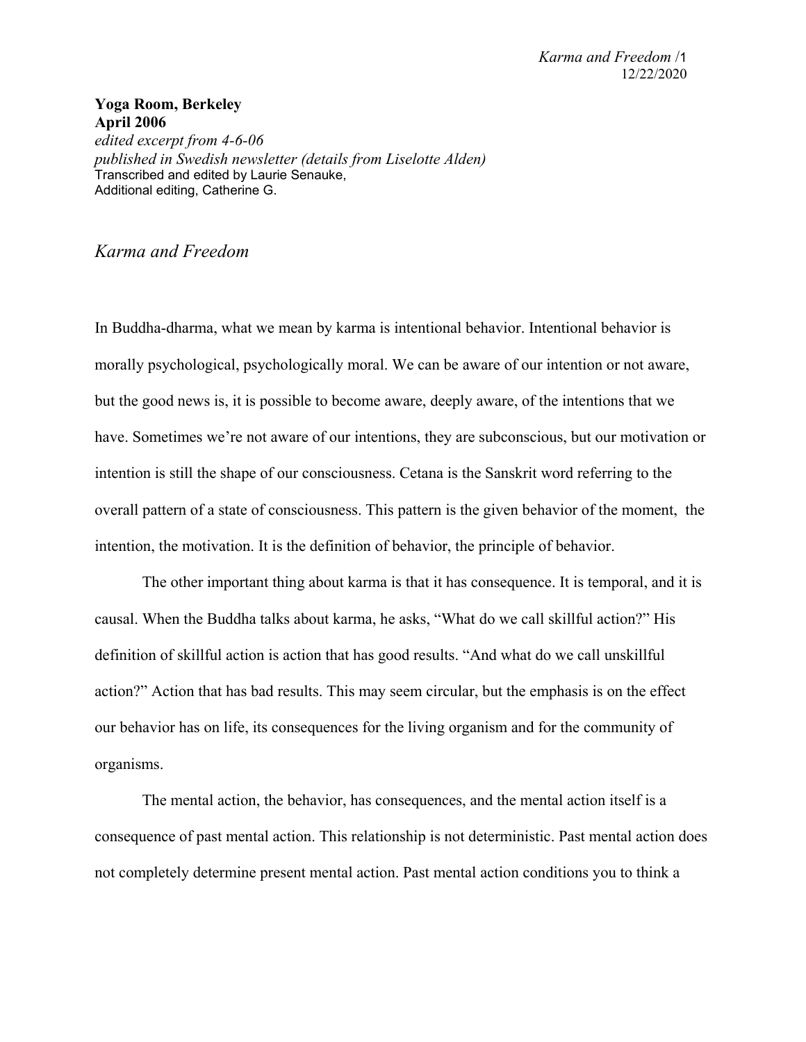**Yoga Room, Berkeley**
**April 2006**
*edited excerpt from 4-6-06*
*published in Swedish newsletter (details from Liselotte Alden)*
Transcribed and edited by Laurie Senauke,
Additional editing, Catherine G.

# *Karma and Freedom*

In Buddha-dharma, what we mean by karma is intentional behavior. Intentional behavior is morally psychological, psychologically moral. We can be aware of our intention or not aware, but the good news is, it is possible to become aware, deeply aware, of the intentions that we have. Sometimes we're not aware of our intentions, they are subconscious, but our motivation or intention is still the shape of our consciousness. Cetana is the Sanskrit word referring to the overall pattern of a state of consciousness. This pattern is the given behavior of the moment, the intention, the motivation. It is the definition of behavior, the principle of behavior.

The other important thing about karma is that it has consequence. It is temporal, and it is causal. When the Buddha talks about karma, he asks, "What do we call skillful action?" His definition of skillful action is action that has good results. "And what do we call unskillful action?" Action that has bad results. This may seem circular, but the emphasis is on the effect our behavior has on life, its consequences for the living organism and for the community of organisms.

The mental action, the behavior, has consequences, and the mental action itself is a consequence of past mental action. This relationship is not deterministic. Past mental action does not completely determine present mental action. Past mental action conditions you to think a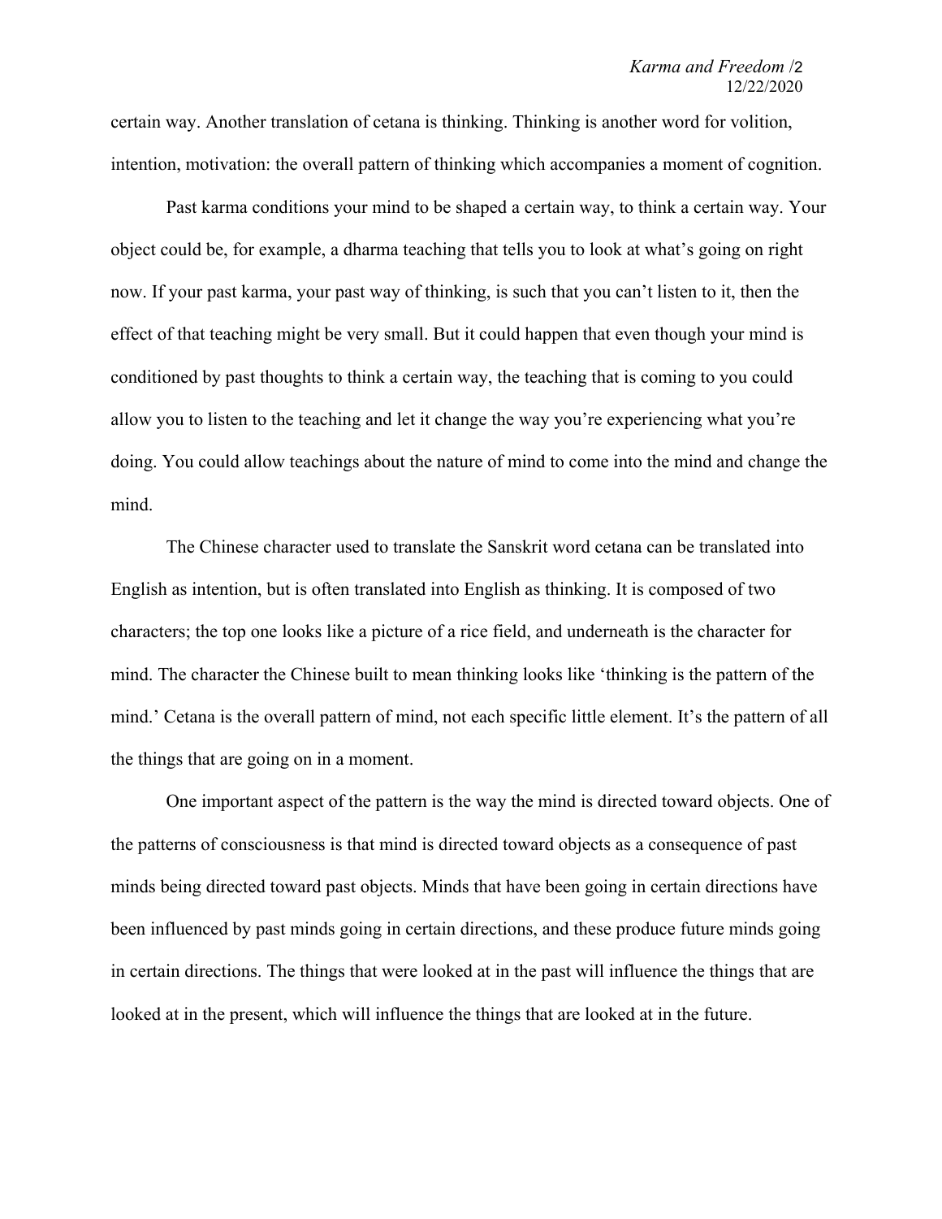certain way. Another translation of cetana is thinking. Thinking is another word for volition, intention, motivation: the overall pattern of thinking which accompanies a moment of cognition.

Past karma conditions your mind to be shaped a certain way, to think a certain way. Your object could be, for example, a dharma teaching that tells you to look at what's going on right now. If your past karma, your past way of thinking, is such that you can't listen to it, then the effect of that teaching might be very small. But it could happen that even though your mind is conditioned by past thoughts to think a certain way, the teaching that is coming to you could allow you to listen to the teaching and let it change the way you're experiencing what you're doing. You could allow teachings about the nature of mind to come into the mind and change the mind.

The Chinese character used to translate the Sanskrit word cetana can be translated into English as intention, but is often translated into English as thinking. It is composed of two characters; the top one looks like a picture of a rice field, and underneath is the character for mind. The character the Chinese built to mean thinking looks like 'thinking is the pattern of the mind.' Cetana is the overall pattern of mind, not each specific little element. It's the pattern of all the things that are going on in a moment.

One important aspect of the pattern is the way the mind is directed toward objects. One of the patterns of consciousness is that mind is directed toward objects as a consequence of past minds being directed toward past objects. Minds that have been going in certain directions have been influenced by past minds going in certain directions, and these produce future minds going in certain directions. The things that were looked at in the past will influence the things that are looked at in the present, which will influence the things that are looked at in the future.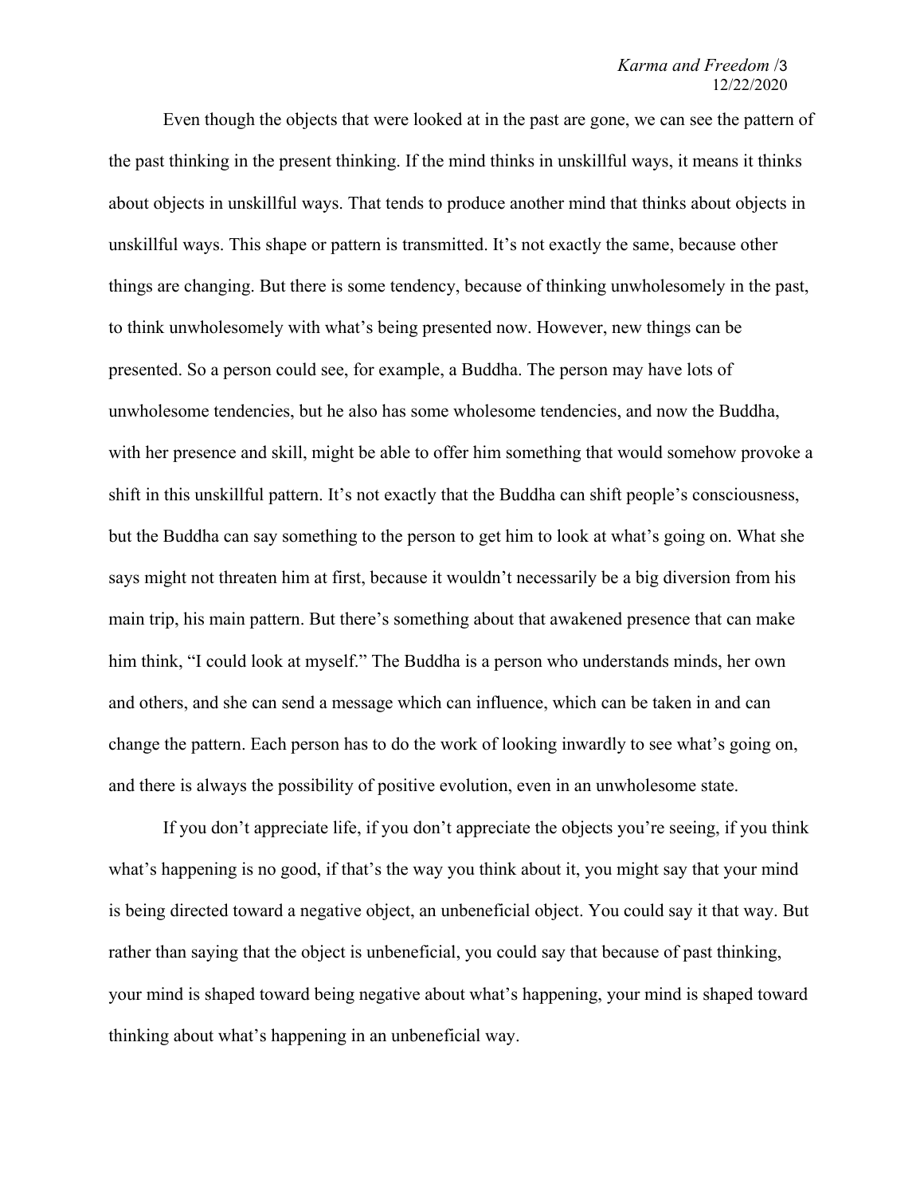Even though the objects that were looked at in the past are gone, we can see the pattern of the past thinking in the present thinking. If the mind thinks in unskillful ways, it means it thinks about objects in unskillful ways. That tends to produce another mind that thinks about objects in unskillful ways. This shape or pattern is transmitted. It's not exactly the same, because other things are changing. But there is some tendency, because of thinking unwholesomely in the past, to think unwholesomely with what's being presented now. However, new things can be presented. So a person could see, for example, a Buddha. The person may have lots of unwholesome tendencies, but he also has some wholesome tendencies, and now the Buddha, with her presence and skill, might be able to offer him something that would somehow provoke a shift in this unskillful pattern. It's not exactly that the Buddha can shift people's consciousness, but the Buddha can say something to the person to get him to look at what's going on. What she says might not threaten him at first, because it wouldn't necessarily be a big diversion from his main trip, his main pattern. But there's something about that awakened presence that can make him think, "I could look at myself." The Buddha is a person who understands minds, her own and others, and she can send a message which can influence, which can be taken in and can change the pattern. Each person has to do the work of looking inwardly to see what's going on, and there is always the possibility of positive evolution, even in an unwholesome state.

If you don't appreciate life, if you don't appreciate the objects you're seeing, if you think what's happening is no good, if that's the way you think about it, you might say that your mind is being directed toward a negative object, an unbeneficial object. You could say it that way. But rather than saying that the object is unbeneficial, you could say that because of past thinking, your mind is shaped toward being negative about what's happening, your mind is shaped toward thinking about what's happening in an unbeneficial way.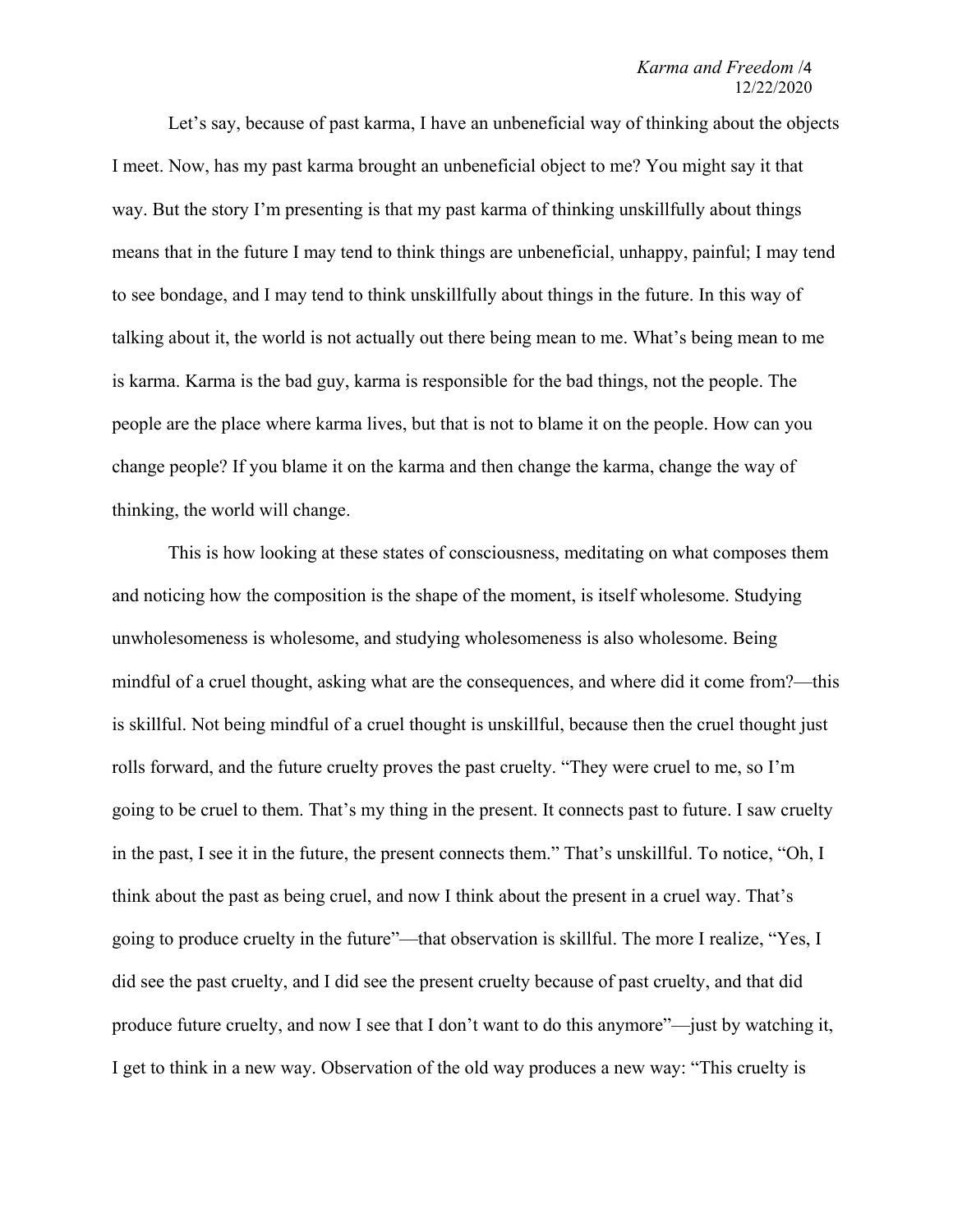Let's say, because of past karma, I have an unbeneficial way of thinking about the objects I meet. Now, has my past karma brought an unbeneficial object to me? You might say it that way. But the story I'm presenting is that my past karma of thinking unskillfully about things means that in the future I may tend to think things are unbeneficial, unhappy, painful; I may tend to see bondage, and I may tend to think unskillfully about things in the future. In this way of talking about it, the world is not actually out there being mean to me. What's being mean to me is karma. Karma is the bad guy, karma is responsible for the bad things, not the people. The people are the place where karma lives, but that is not to blame it on the people. How can you change people? If you blame it on the karma and then change the karma, change the way of thinking, the world will change.

This is how looking at these states of consciousness, meditating on what composes them and noticing how the composition is the shape of the moment, is itself wholesome. Studying unwholesomeness is wholesome, and studying wholesomeness is also wholesome. Being mindful of a cruel thought, asking what are the consequences, and where did it come from?—this is skillful. Not being mindful of a cruel thought is unskillful, because then the cruel thought just rolls forward, and the future cruelty proves the past cruelty. "They were cruel to me, so I'm going to be cruel to them. That's my thing in the present. It connects past to future. I saw cruelty in the past, I see it in the future, the present connects them." That's unskillful. To notice, "Oh, I think about the past as being cruel, and now I think about the present in a cruel way. That's going to produce cruelty in the future"—that observation is skillful. The more I realize, "Yes, I did see the past cruelty, and I did see the present cruelty because of past cruelty, and that did produce future cruelty, and now I see that I don't want to do this anymore"—just by watching it, I get to think in a new way. Observation of the old way produces a new way: "This cruelty is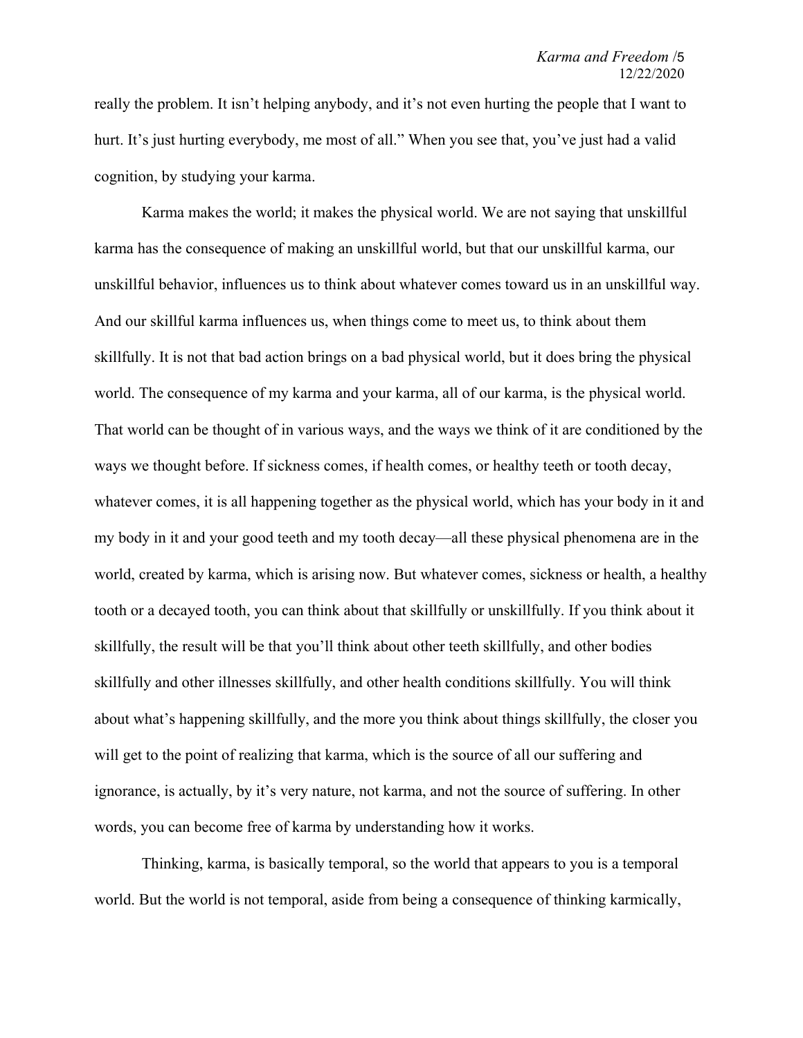really the problem. It isn't helping anybody, and it's not even hurting the people that I want to hurt. It's just hurting everybody, me most of all." When you see that, you've just had a valid cognition, by studying your karma.

Karma makes the world; it makes the physical world. We are not saying that unskillful karma has the consequence of making an unskillful world, but that our unskillful karma, our unskillful behavior, influences us to think about whatever comes toward us in an unskillful way. And our skillful karma influences us, when things come to meet us, to think about them skillfully. It is not that bad action brings on a bad physical world, but it does bring the physical world. The consequence of my karma and your karma, all of our karma, is the physical world. That world can be thought of in various ways, and the ways we think of it are conditioned by the ways we thought before. If sickness comes, if health comes, or healthy teeth or tooth decay, whatever comes, it is all happening together as the physical world, which has your body in it and my body in it and your good teeth and my tooth decay—all these physical phenomena are in the world, created by karma, which is arising now. But whatever comes, sickness or health, a healthy tooth or a decayed tooth, you can think about that skillfully or unskillfully. If you think about it skillfully, the result will be that you'll think about other teeth skillfully, and other bodies skillfully and other illnesses skillfully, and other health conditions skillfully. You will think about what's happening skillfully, and the more you think about things skillfully, the closer you will get to the point of realizing that karma, which is the source of all our suffering and ignorance, is actually, by it's very nature, not karma, and not the source of suffering. In other words, you can become free of karma by understanding how it works.

Thinking, karma, is basically temporal, so the world that appears to you is a temporal world. But the world is not temporal, aside from being a consequence of thinking karmically,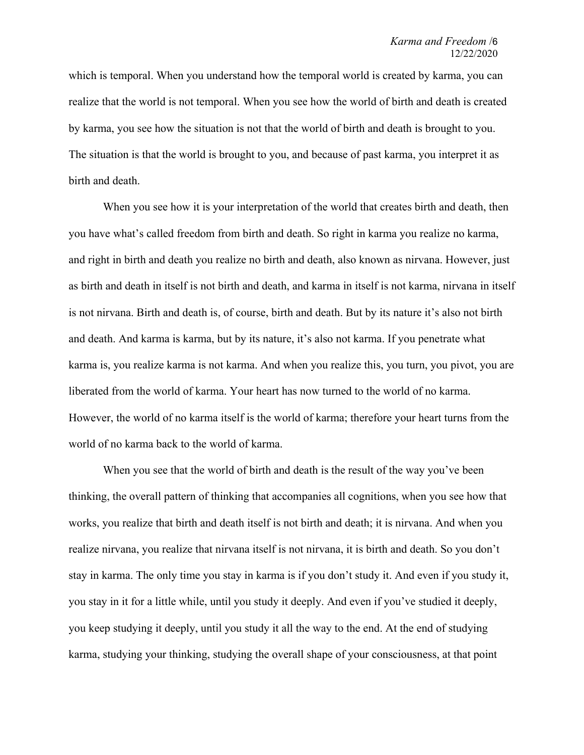which is temporal. When you understand how the temporal world is created by karma, you can realize that the world is not temporal. When you see how the world of birth and death is created by karma, you see how the situation is not that the world of birth and death is brought to you. The situation is that the world is brought to you, and because of past karma, you interpret it as birth and death.

When you see how it is your interpretation of the world that creates birth and death, then you have what's called freedom from birth and death. So right in karma you realize no karma, and right in birth and death you realize no birth and death, also known as nirvana. However, just as birth and death in itself is not birth and death, and karma in itself is not karma, nirvana in itself is not nirvana. Birth and death is, of course, birth and death. But by its nature it's also not birth and death. And karma is karma, but by its nature, it's also not karma. If you penetrate what karma is, you realize karma is not karma. And when you realize this, you turn, you pivot, you are liberated from the world of karma. Your heart has now turned to the world of no karma. However, the world of no karma itself is the world of karma; therefore your heart turns from the world of no karma back to the world of karma.

When you see that the world of birth and death is the result of the way you've been thinking, the overall pattern of thinking that accompanies all cognitions, when you see how that works, you realize that birth and death itself is not birth and death; it is nirvana. And when you realize nirvana, you realize that nirvana itself is not nirvana, it is birth and death. So you don't stay in karma. The only time you stay in karma is if you don't study it. And even if you study it, you stay in it for a little while, until you study it deeply. And even if you've studied it deeply, you keep studying it deeply, until you study it all the way to the end. At the end of studying karma, studying your thinking, studying the overall shape of your consciousness, at that point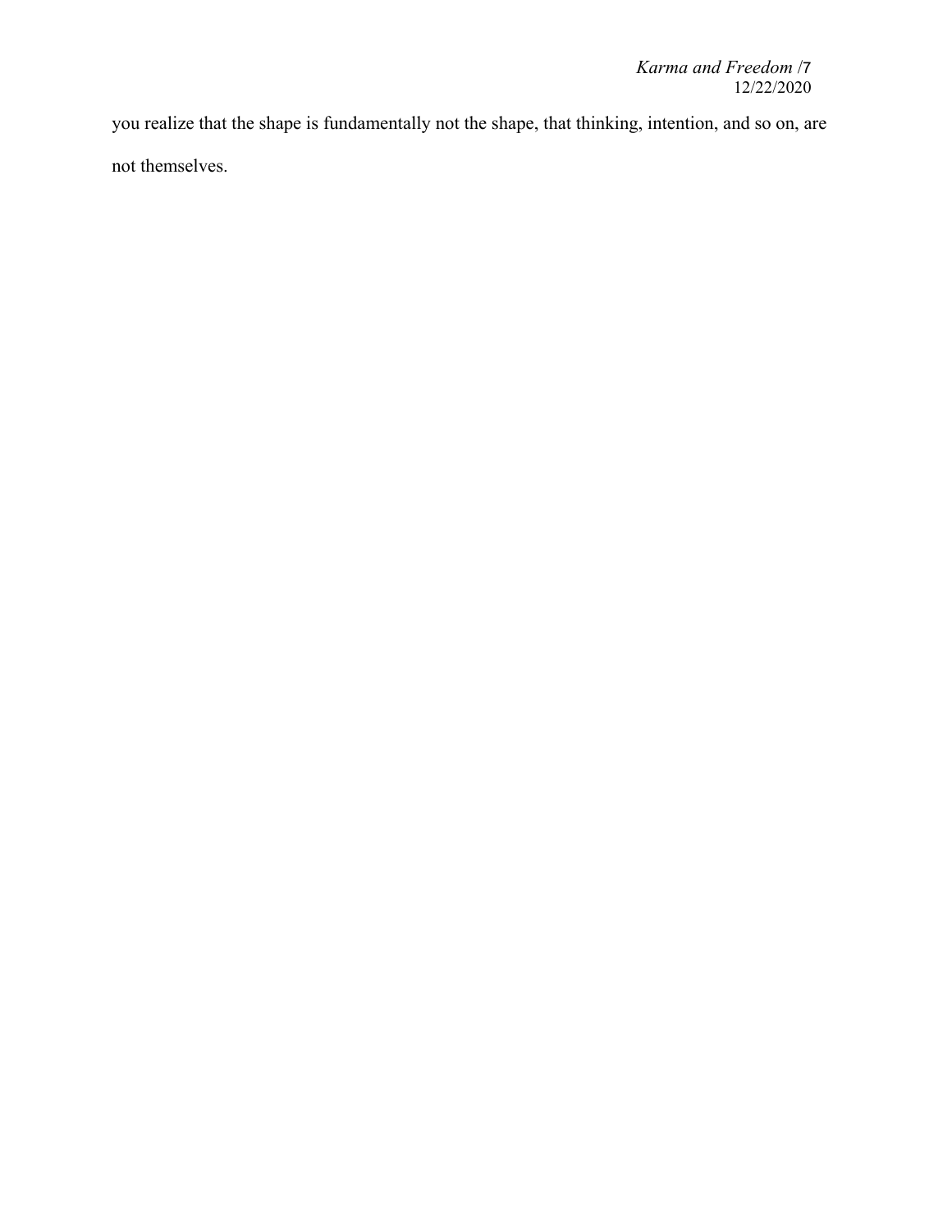you realize that the shape is fundamentally not the shape, that thinking, intention, and so on, are not themselves.